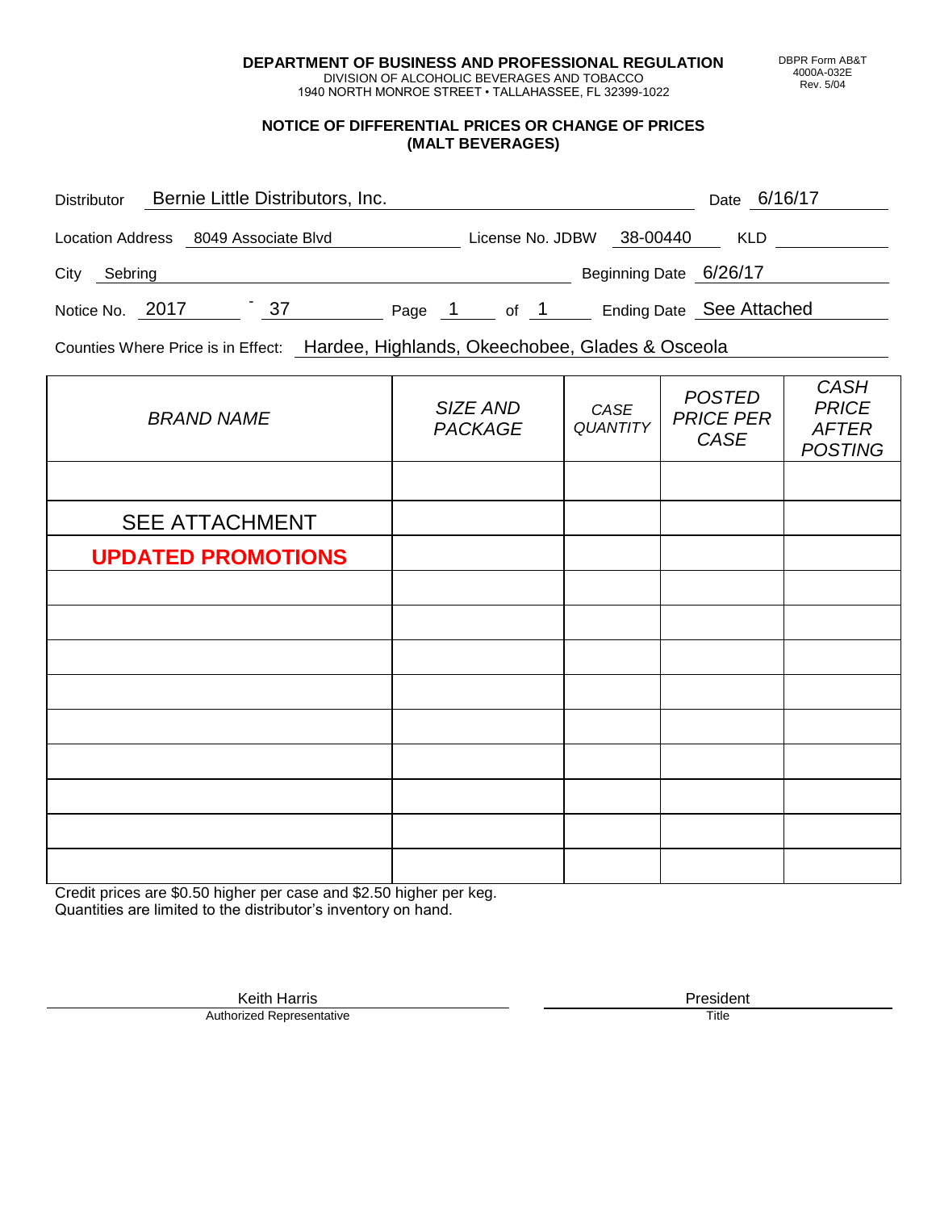**DEPARTMENT OF BUSINESS AND PROFESSIONAL REGULATION**
DIVISION OF ALCOHOLIC BEVERAGES AND TOBACCO
1940 NORTH MONROE STREET • TALLAHASSEE, FL 32399-1022

DBPR Form AB&T 4000A-032E Rev. 5/04

## NOTICE OF DIFFERENTIAL PRICES OR CHANGE OF PRICES (MALT BEVERAGES)

Distributor: Bernie Little Distributors, Inc. Date: 6/16/17

Location Address: 8049 Associate Blvd License No. JDBW: 38-00440 KLD:

City: Sebring Beginning Date: 6/26/17

Notice No. 2017 - 37 Page 1 of 1 Ending Date: See Attached

Counties Where Price is in Effect: Hardee, Highlands, Okeechobee, Glades & Osceola

| *BRAND NAME* | *SIZE AND PACKAGE* | *CASE QUANTITY* | *POSTED PRICE PER CASE* | *CASH PRICE AFTER POSTING* |
|---|---|---|---|---|
| | | | | |
| SEE ATTACHMENT | | | | |
| **UPDATED PROMOTIONS** | | | | |
| | | | | |
| | | | | |
| | | | | |
| | | | | |
| | | | | |
| | | | | |
| | | | | |
| | | | | |
| | | | | |

Credit prices are $0.50 higher per case and $2.50 higher per keg.
Quantities are limited to the distributor's inventory on hand.

Keith Harris
Authorized Representative

President
Title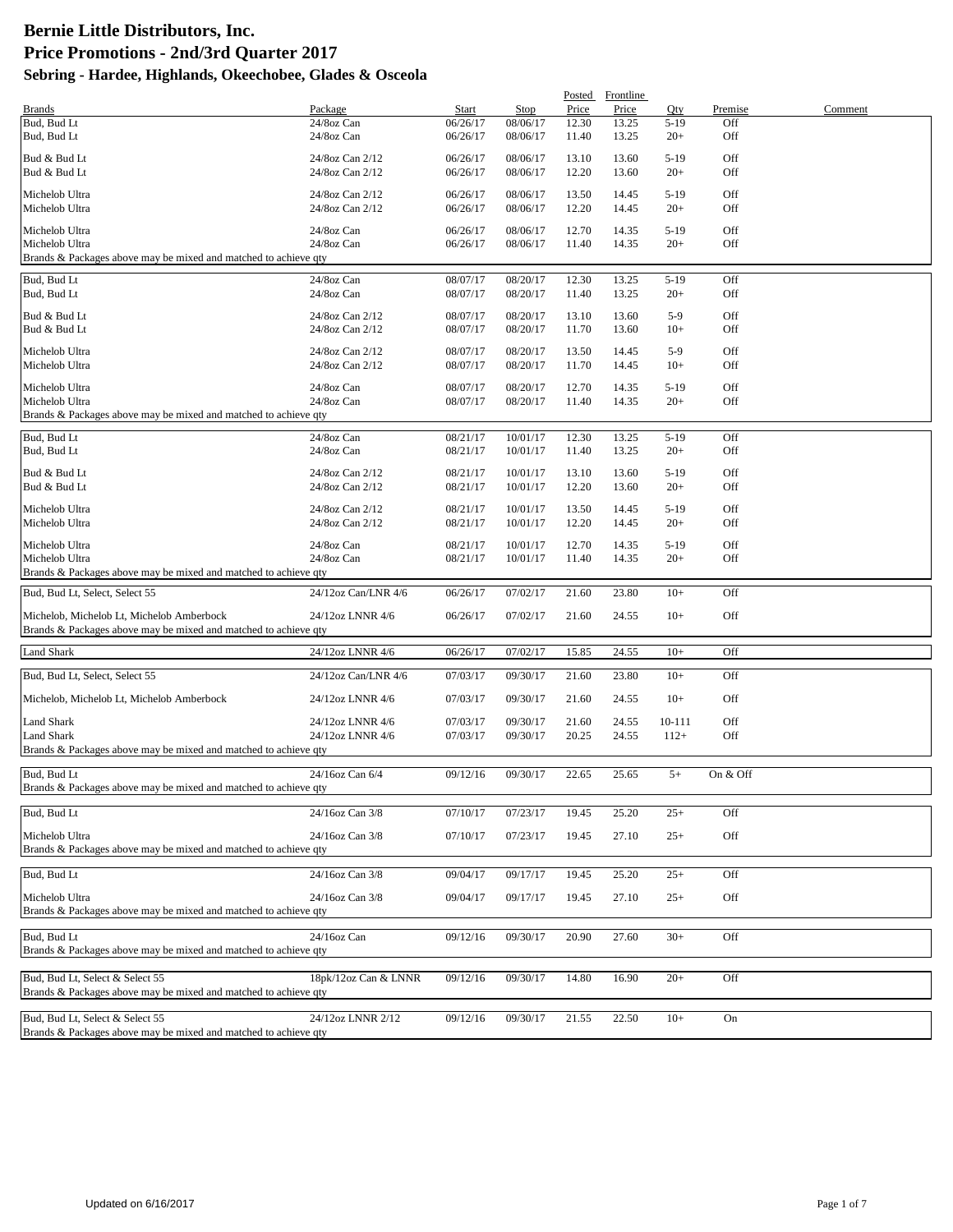# Bernie Little Distributors, Inc.
# Price Promotions - 2nd/3rd Quarter 2017
### Sebring - Hardee, Highlands, Okeechobee, Glades & Osceola

| Brands | Package | Start | Stop | Posted Price | Frontline Price | Qty | Premise | Comment |
|---|---|---|---|---|---|---|---|---|
| Bud, Bud Lt | 24/8oz Can | 06/26/17 | 08/06/17 | 12.30 | 13.25 | 5-19 | Off | |
| Bud, Bud Lt | 24/8oz Can | 06/26/17 | 08/06/17 | 11.40 | 13.25 | 20+ | Off | |
| Bud & Bud Lt | 24/8oz Can 2/12 | 06/26/17 | 08/06/17 | 13.10 | 13.60 | 5-19 | Off | |
| Bud & Bud Lt | 24/8oz Can 2/12 | 06/26/17 | 08/06/17 | 12.20 | 13.60 | 20+ | Off | |
| Michelob Ultra | 24/8oz Can 2/12 | 06/26/17 | 08/06/17 | 13.50 | 14.45 | 5-19 | Off | |
| Michelob Ultra | 24/8oz Can 2/12 | 06/26/17 | 08/06/17 | 12.20 | 14.45 | 20+ | Off | |
| Michelob Ultra | 24/8oz Can | 06/26/17 | 08/06/17 | 12.70 | 14.35 | 5-19 | Off | |
| Michelob Ultra | 24/8oz Can | 06/26/17 | 08/06/17 | 11.40 | 14.35 | 20+ | Off | |
| Brands & Packages above may be mixed and matched to achieve qty | | | | | | | | |
| Bud, Bud Lt | 24/8oz Can | 08/07/17 | 08/20/17 | 12.30 | 13.25 | 5-19 | Off | |
| Bud, Bud Lt | 24/8oz Can | 08/07/17 | 08/20/17 | 11.40 | 13.25 | 20+ | Off | |
| Bud & Bud Lt | 24/8oz Can 2/12 | 08/07/17 | 08/20/17 | 13.10 | 13.60 | 5-9 | Off | |
| Bud & Bud Lt | 24/8oz Can 2/12 | 08/07/17 | 08/20/17 | 11.70 | 13.60 | 10+ | Off | |
| Michelob Ultra | 24/8oz Can 2/12 | 08/07/17 | 08/20/17 | 13.50 | 14.45 | 5-9 | Off | |
| Michelob Ultra | 24/8oz Can 2/12 | 08/07/17 | 08/20/17 | 11.70 | 14.45 | 10+ | Off | |
| Michelob Ultra | 24/8oz Can | 08/07/17 | 08/20/17 | 12.70 | 14.35 | 5-19 | Off | |
| Michelob Ultra | 24/8oz Can | 08/07/17 | 08/20/17 | 11.40 | 14.35 | 20+ | Off | |
| Brands & Packages above may be mixed and matched to achieve qty | | | | | | | | |
| Bud, Bud Lt | 24/8oz Can | 08/21/17 | 10/01/17 | 12.30 | 13.25 | 5-19 | Off | |
| Bud, Bud Lt | 24/8oz Can | 08/21/17 | 10/01/17 | 11.40 | 13.25 | 20+ | Off | |
| Bud & Bud Lt | 24/8oz Can 2/12 | 08/21/17 | 10/01/17 | 13.10 | 13.60 | 5-19 | Off | |
| Bud & Bud Lt | 24/8oz Can 2/12 | 08/21/17 | 10/01/17 | 12.20 | 13.60 | 20+ | Off | |
| Michelob Ultra | 24/8oz Can 2/12 | 08/21/17 | 10/01/17 | 13.50 | 14.45 | 5-19 | Off | |
| Michelob Ultra | 24/8oz Can 2/12 | 08/21/17 | 10/01/17 | 12.20 | 14.45 | 20+ | Off | |
| Michelob Ultra | 24/8oz Can | 08/21/17 | 10/01/17 | 12.70 | 14.35 | 5-19 | Off | |
| Michelob Ultra | 24/8oz Can | 08/21/17 | 10/01/17 | 11.40 | 14.35 | 20+ | Off | |
| Brands & Packages above may be mixed and matched to achieve qty | | | | | | | | |
| Bud, Bud Lt, Select, Select 55 | 24/12oz Can/LNR 4/6 | 06/26/17 | 07/02/17 | 21.60 | 23.80 | 10+ | Off | |
| Michelob, Michelob Lt, Michelob Amberbock | 24/12oz LNNR 4/6 | 06/26/17 | 07/02/17 | 21.60 | 24.55 | 10+ | Off | |
| Brands & Packages above may be mixed and matched to achieve qty | | | | | | | | |
| Land Shark | 24/12oz LNNR 4/6 | 06/26/17 | 07/02/17 | 15.85 | 24.55 | 10+ | Off | |
| Bud, Bud Lt, Select, Select 55 | 24/12oz Can/LNR 4/6 | 07/03/17 | 09/30/17 | 21.60 | 23.80 | 10+ | Off | |
| Michelob, Michelob Lt, Michelob Amberbock | 24/12oz LNNR 4/6 | 07/03/17 | 09/30/17 | 21.60 | 24.55 | 10+ | Off | |
| Land Shark | 24/12oz LNNR 4/6 | 07/03/17 | 09/30/17 | 21.60 | 24.55 | 10-111 | Off | |
| Land Shark | 24/12oz LNNR 4/6 | 07/03/17 | 09/30/17 | 20.25 | 24.55 | 112+ | Off | |
| Brands & Packages above may be mixed and matched to achieve qty | | | | | | | | |
| Bud, Bud Lt | 24/16oz Can 6/4 | 09/12/16 | 09/30/17 | 22.65 | 25.65 | 5+ | On & Off | |
| Brands & Packages above may be mixed and matched to achieve qty | | | | | | | | |
| Bud, Bud Lt | 24/16oz Can 3/8 | 07/10/17 | 07/23/17 | 19.45 | 25.20 | 25+ | Off | |
| Michelob Ultra | 24/16oz Can 3/8 | 07/10/17 | 07/23/17 | 19.45 | 27.10 | 25+ | Off | |
| Brands & Packages above may be mixed and matched to achieve qty | | | | | | | | |
| Bud, Bud Lt | 24/16oz Can 3/8 | 09/04/17 | 09/17/17 | 19.45 | 25.20 | 25+ | Off | |
| Michelob Ultra | 24/16oz Can 3/8 | 09/04/17 | 09/17/17 | 19.45 | 27.10 | 25+ | Off | |
| Brands & Packages above may be mixed and matched to achieve qty | | | | | | | | |
| Bud, Bud Lt | 24/16oz Can | 09/12/16 | 09/30/17 | 20.90 | 27.60 | 30+ | Off | |
| Brands & Packages above may be mixed and matched to achieve qty | | | | | | | | |
| Bud, Bud Lt, Select & Select 55 | 18pk/12oz Can & LNNR | 09/12/16 | 09/30/17 | 14.80 | 16.90 | 20+ | Off | |
| Brands & Packages above may be mixed and matched to achieve qty | | | | | | | | |
| Bud, Bud Lt, Select & Select 55 | 24/12oz LNNR 2/12 | 09/12/16 | 09/30/17 | 21.55 | 22.50 | 10+ | On | |
| Brands & Packages above may be mixed and matched to achieve qty | | | | | | | | |

Updated on 6/16/2017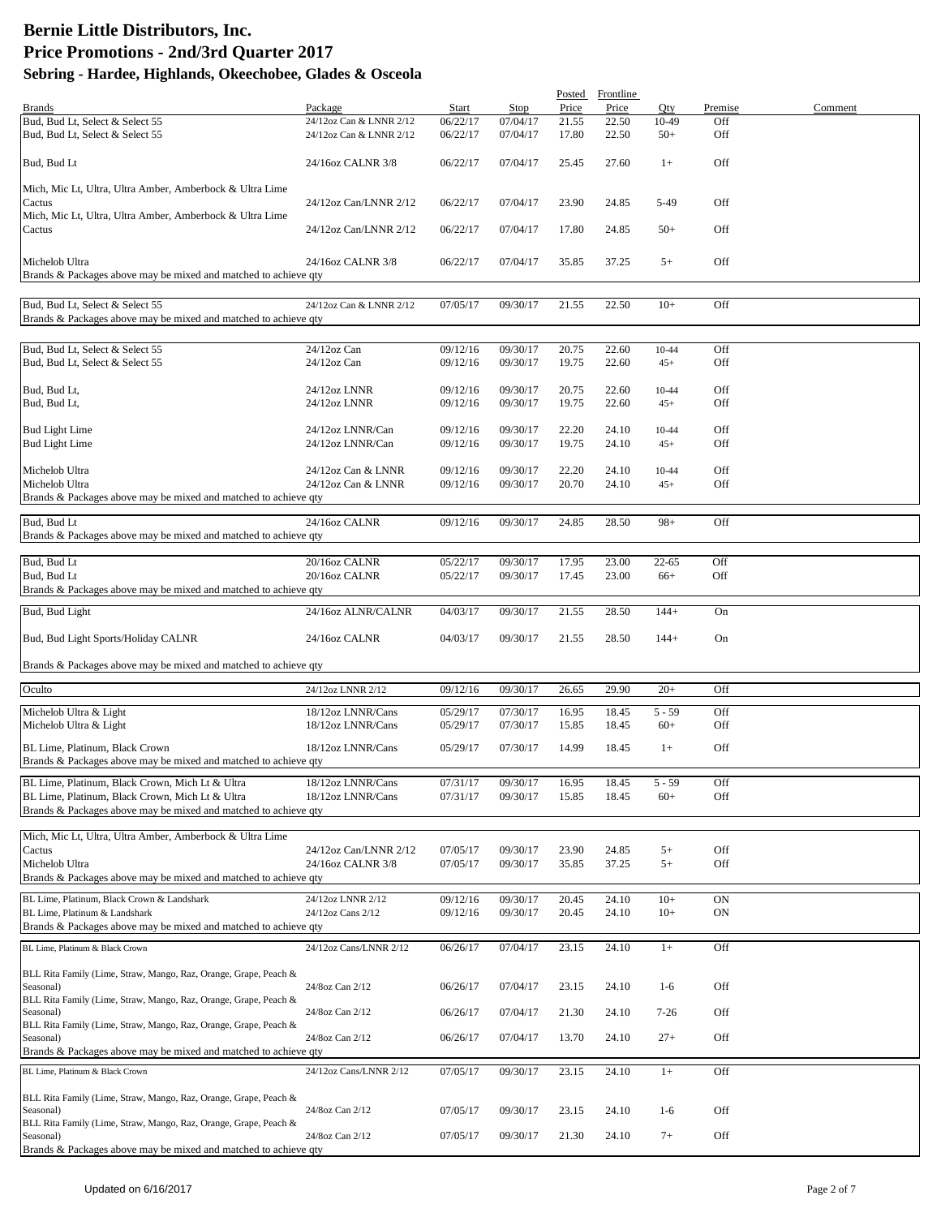# Bernie Little Distributors, Inc.
## Price Promotions - 2nd/3rd Quarter 2017
### Sebring - Hardee, Highlands, Okeechobee, Glades & Osceola

| Brands | Package | Start | Stop | Posted Price | Frontline Price | Qty | Premise | Comment |
|---|---|---|---|---|---|---|---|---|
| Bud, Bud Lt, Select & Select 55 | 24/12oz Can & LNNR 2/12 | 06/22/17 | 07/04/17 | 21.55 | 22.50 | 10-49 | Off | |
| Bud, Bud Lt, Select & Select 55 | 24/12oz Can & LNNR 2/12 | 06/22/17 | 07/04/17 | 17.80 | 22.50 | 50+ | Off | |
| Bud, Bud Lt | 24/16oz CALNR 3/8 | 06/22/17 | 07/04/17 | 25.45 | 27.60 | 1+ | Off | |
| Mich, Mic Lt, Ultra, Ultra Amber, Amberbock & Ultra Lime Cactus | 24/12oz Can/LNNR 2/12 | 06/22/17 | 07/04/17 | 23.90 | 24.85 | 5-49 | Off | |
| Mich, Mic Lt, Ultra, Ultra Amber, Amberbock & Ultra Lime Cactus | 24/12oz Can/LNNR 2/12 | 06/22/17 | 07/04/17 | 17.80 | 24.85 | 50+ | Off | |
| Michelob Ultra | 24/16oz CALNR 3/8 | 06/22/17 | 07/04/17 | 35.85 | 37.25 | 5+ | Off | |
| Brands & Packages above may be mixed and matched to achieve qty | | | | | | | | |
| Bud, Bud Lt, Select & Select 55 | 24/12oz Can & LNNR 2/12 | 07/05/17 | 09/30/17 | 21.55 | 22.50 | 10+ | Off | |
| Brands & Packages above may be mixed and matched to achieve qty | | | | | | | | |
| Bud, Bud Lt, Select & Select 55 | 24/12oz Can | 09/12/16 | 09/30/17 | 20.75 | 22.60 | 10-44 | Off | |
| Bud, Bud Lt, Select & Select 55 | 24/12oz Can | 09/12/16 | 09/30/17 | 19.75 | 22.60 | 45+ | Off | |
| Bud, Bud Lt, | 24/12oz LNNR | 09/12/16 | 09/30/17 | 20.75 | 22.60 | 10-44 | Off | |
| Bud, Bud Lt, | 24/12oz LNNR | 09/12/16 | 09/30/17 | 19.75 | 22.60 | 45+ | Off | |
| Bud Light Lime | 24/12oz LNNR/Can | 09/12/16 | 09/30/17 | 22.20 | 24.10 | 10-44 | Off | |
| Bud Light Lime | 24/12oz LNNR/Can | 09/12/16 | 09/30/17 | 19.75 | 24.10 | 45+ | Off | |
| Michelob Ultra | 24/12oz Can & LNNR | 09/12/16 | 09/30/17 | 22.20 | 24.10 | 10-44 | Off | |
| Michelob Ultra | 24/12oz Can & LNNR | 09/12/16 | 09/30/17 | 20.70 | 24.10 | 45+ | Off | |
| Brands & Packages above may be mixed and matched to achieve qty | | | | | | | | |
| Bud, Bud Lt | 24/16oz CALNR | 09/12/16 | 09/30/17 | 24.85 | 28.50 | 98+ | Off | |
| Brands & Packages above may be mixed and matched to achieve qty | | | | | | | | |
| Bud, Bud Lt | 20/16oz CALNR | 05/22/17 | 09/30/17 | 17.95 | 23.00 | 22-65 | Off | |
| Bud, Bud Lt | 20/16oz CALNR | 05/22/17 | 09/30/17 | 17.45 | 23.00 | 66+ | Off | |
| Brands & Packages above may be mixed and matched to achieve qty | | | | | | | | |
| Bud, Bud Light | 24/16oz ALNR/CALNR | 04/03/17 | 09/30/17 | 21.55 | 28.50 | 144+ | On | |
| Bud, Bud Light Sports/Holiday CALNR | 24/16oz CALNR | 04/03/17 | 09/30/17 | 21.55 | 28.50 | 144+ | On | |
| Brands & Packages above may be mixed and matched to achieve qty | | | | | | | | |
| Oculto | 24/12oz LNNR 2/12 | 09/12/16 | 09/30/17 | 26.65 | 29.90 | 20+ | Off | |
| Michelob Ultra & Light | 18/12oz LNNR/Cans | 05/29/17 | 07/30/17 | 16.95 | 18.45 | 5 - 59 | Off | |
| Michelob Ultra & Light | 18/12oz LNNR/Cans | 05/29/17 | 07/30/17 | 15.85 | 18.45 | 60+ | Off | |
| BL Lime, Platinum, Black Crown | 18/12oz LNNR/Cans | 05/29/17 | 07/30/17 | 14.99 | 18.45 | 1+ | Off | |
| Brands & Packages above may be mixed and matched to achieve qty | | | | | | | | |
| BL Lime, Platinum, Black Crown, Mich Lt & Ultra | 18/12oz LNNR/Cans | 07/31/17 | 09/30/17 | 16.95 | 18.45 | 5 - 59 | Off | |
| BL Lime, Platinum, Black Crown, Mich Lt & Ultra | 18/12oz LNNR/Cans | 07/31/17 | 09/30/17 | 15.85 | 18.45 | 60+ | Off | |
| Brands & Packages above may be mixed and matched to achieve qty | | | | | | | | |
| Mich, Mic Lt, Ultra, Ultra Amber, Amberbock & Ultra Lime Cactus | 24/12oz Can/LNNR 2/12 | 07/05/17 | 09/30/17 | 23.90 | 24.85 | 5+ | Off | |
| Michelob Ultra | 24/16oz CALNR 3/8 | 07/05/17 | 09/30/17 | 35.85 | 37.25 | 5+ | Off | |
| Brands & Packages above may be mixed and matched to achieve qty | | | | | | | | |
| BL Lime, Platinum, Black Crown & Landshark | 24/12oz LNNR 2/12 | 09/12/16 | 09/30/17 | 20.45 | 24.10 | 10+ | ON | |
| BL Lime, Platinum & Landshark | 24/12oz Cans 2/12 | 09/12/16 | 09/30/17 | 20.45 | 24.10 | 10+ | ON | |
| Brands & Packages above may be mixed and matched to achieve qty | | | | | | | | |
| BL Lime, Platinum & Black Crown | 24/12oz Cans/LNNR 2/12 | 06/26/17 | 07/04/17 | 23.15 | 24.10 | 1+ | Off | |
| BLL Rita Family (Lime, Straw, Mango, Raz, Orange, Grape, Peach & Seasonal) | 24/8oz Can 2/12 | 06/26/17 | 07/04/17 | 23.15 | 24.10 | 1-6 | Off | |
| BLL Rita Family (Lime, Straw, Mango, Raz, Orange, Grape, Peach & Seasonal) | 24/8oz Can 2/12 | 06/26/17 | 07/04/17 | 21.30 | 24.10 | 7-26 | Off | |
| BLL Rita Family (Lime, Straw, Mango, Raz, Orange, Grape, Peach & Seasonal) | 24/8oz Can 2/12 | 06/26/17 | 07/04/17 | 13.70 | 24.10 | 27+ | Off | |
| Brands & Packages above may be mixed and matched to achieve qty | | | | | | | | |
| BL Lime, Platinum & Black Crown | 24/12oz Cans/LNNR 2/12 | 07/05/17 | 09/30/17 | 23.15 | 24.10 | 1+ | Off | |
| BLL Rita Family (Lime, Straw, Mango, Raz, Orange, Grape, Peach & Seasonal) | 24/8oz Can 2/12 | 07/05/17 | 09/30/17 | 23.15 | 24.10 | 1-6 | Off | |
| BLL Rita Family (Lime, Straw, Mango, Raz, Orange, Grape, Peach & Seasonal) | 24/8oz Can 2/12 | 07/05/17 | 09/30/17 | 21.30 | 24.10 | 7+ | Off | |
| Brands & Packages above may be mixed and matched to achieve qty | | | | | | | | |

Updated on 6/16/2017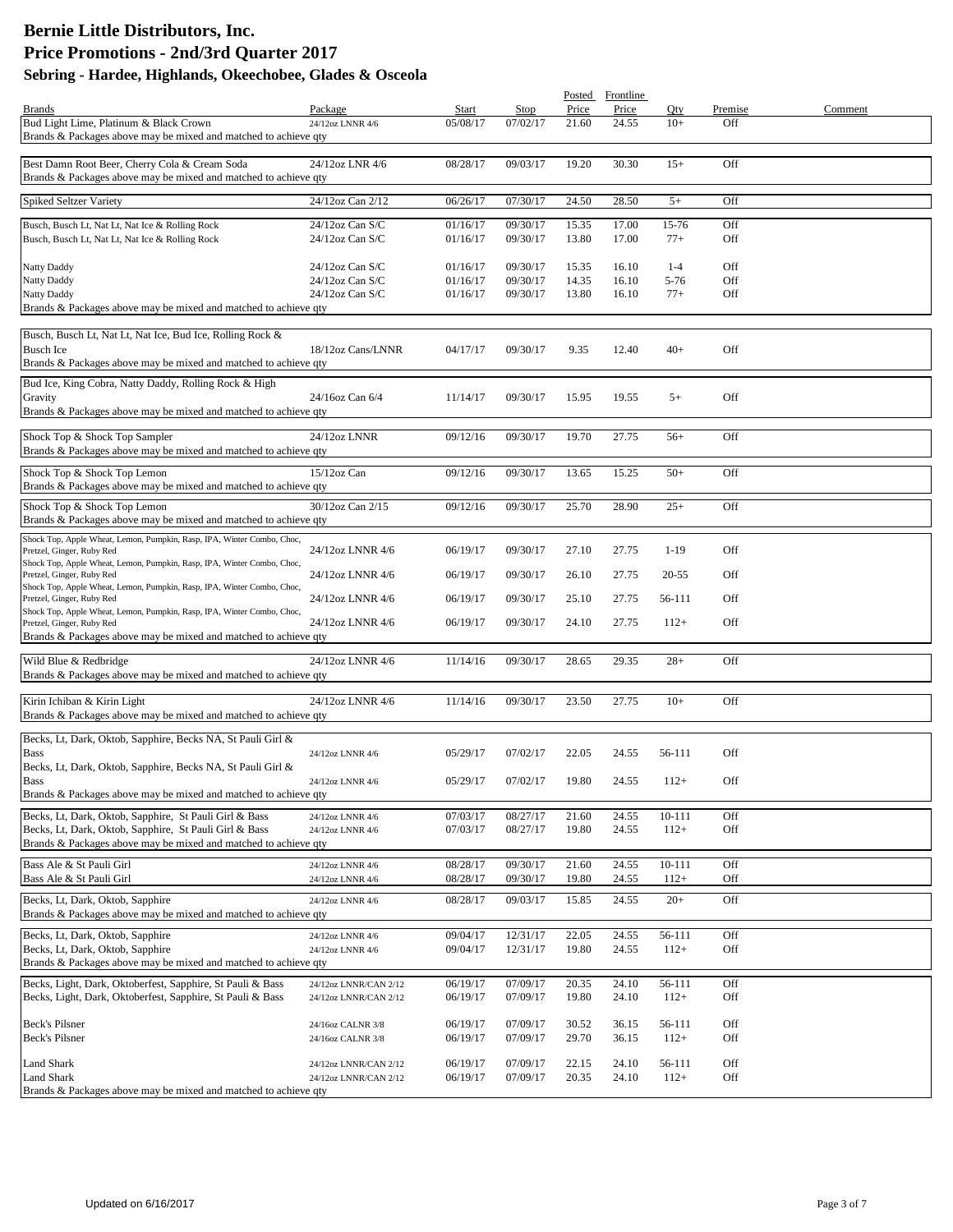# Bernie Little Distributors, Inc.
# Price Promotions - 2nd/3rd Quarter 2017
## Sebring - Hardee, Highlands, Okeechobee, Glades & Osceola

| Brands | Package | Start | Stop | Posted Price | Frontline Price | Qty | Premise | Comment |
|---|---|---|---|---|---|---|---|---|
| Bud Light Lime, Platinum & Black Crown | 24/12oz LNNR 4/6 | 05/08/17 | 07/02/17 | 21.60 | 24.55 | 10+ | Off | |
| Brands & Packages above may be mixed and matched to achieve qty | | | | | | | | |
| Best Damn Root Beer, Cherry Cola & Cream Soda | 24/12oz LNR 4/6 | 08/28/17 | 09/03/17 | 19.20 | 30.30 | 15+ | Off | |
| Brands & Packages above may be mixed and matched to achieve qty | | | | | | | | |
| Spiked Seltzer Variety | 24/12oz Can 2/12 | 06/26/17 | 07/30/17 | 24.50 | 28.50 | 5+ | Off | |
| Busch, Busch Lt, Nat Lt, Nat Ice & Rolling Rock | 24/12oz Can S/C | 01/16/17 | 09/30/17 | 15.35 | 17.00 | 15-76 | Off | |
| Busch, Busch Lt, Nat Lt, Nat Ice & Rolling Rock | 24/12oz Can S/C | 01/16/17 | 09/30/17 | 13.80 | 17.00 | 77+ | Off | |
| Natty Daddy | 24/12oz Can S/C | 01/16/17 | 09/30/17 | 15.35 | 16.10 | 1-4 | Off | |
| Natty Daddy | 24/12oz Can S/C | 01/16/17 | 09/30/17 | 14.35 | 16.10 | 5-76 | Off | |
| Natty Daddy | 24/12oz Can S/C | 01/16/17 | 09/30/17 | 13.80 | 16.10 | 77+ | Off | |
| Brands & Packages above may be mixed and matched to achieve qty | | | | | | | | |
| Busch, Busch Lt, Nat Lt, Nat Ice, Bud Ice, Rolling Rock & Busch Ice | 18/12oz Cans/LNNR | 04/17/17 | 09/30/17 | 9.35 | 12.40 | 40+ | Off | |
| Brands & Packages above may be mixed and matched to achieve qty | | | | | | | | |
| Bud Ice, King Cobra, Natty Daddy, Rolling Rock & High Gravity | 24/16oz Can 6/4 | 11/14/17 | 09/30/17 | 15.95 | 19.55 | 5+ | Off | |
| Brands & Packages above may be mixed and matched to achieve qty | | | | | | | | |
| Shock Top & Shock Top Sampler | 24/12oz LNNR | 09/12/16 | 09/30/17 | 19.70 | 27.75 | 56+ | Off | |
| Brands & Packages above may be mixed and matched to achieve qty | | | | | | | | |
| Shock Top & Shock Top Lemon | 15/12oz Can | 09/12/16 | 09/30/17 | 13.65 | 15.25 | 50+ | Off | |
| Brands & Packages above may be mixed and matched to achieve qty | | | | | | | | |
| Shock Top & Shock Top Lemon | 30/12oz Can 2/15 | 09/12/16 | 09/30/17 | 25.70 | 28.90 | 25+ | Off | |
| Brands & Packages above may be mixed and matched to achieve qty | | | | | | | | |
| Shock Top, Apple Wheat, Lemon, Pumpkin, Rasp, IPA, Winter Combo, Choc, Pretzel, Ginger, Ruby Red | 24/12oz LNNR 4/6 | 06/19/17 | 09/30/17 | 27.10 | 27.75 | 1-19 | Off | |
| Shock Top, Apple Wheat, Lemon, Pumpkin, Rasp, IPA, Winter Combo, Choc, Pretzel, Ginger, Ruby Red | 24/12oz LNNR 4/6 | 06/19/17 | 09/30/17 | 26.10 | 27.75 | 20-55 | Off | |
| Shock Top, Apple Wheat, Lemon, Pumpkin, Rasp, IPA, Winter Combo, Choc, Pretzel, Ginger, Ruby Red | 24/12oz LNNR 4/6 | 06/19/17 | 09/30/17 | 25.10 | 27.75 | 56-111 | Off | |
| Shock Top, Apple Wheat, Lemon, Pumpkin, Rasp, IPA, Winter Combo, Choc, Pretzel, Ginger, Ruby Red | 24/12oz LNNR 4/6 | 06/19/17 | 09/30/17 | 24.10 | 27.75 | 112+ | Off | |
| Brands & Packages above may be mixed and matched to achieve qty | | | | | | | | |
| Wild Blue & Redbridge | 24/12oz LNNR 4/6 | 11/14/16 | 09/30/17 | 28.65 | 29.35 | 28+ | Off | |
| Brands & Packages above may be mixed and matched to achieve qty | | | | | | | | |
| Kirin Ichiban & Kirin Light | 24/12oz LNNR 4/6 | 11/14/16 | 09/30/17 | 23.50 | 27.75 | 10+ | Off | |
| Brands & Packages above may be mixed and matched to achieve qty | | | | | | | | |
| Becks, Lt, Dark, Oktob, Sapphire, Becks NA, St Pauli Girl & Bass | 24/12oz LNNR 4/6 | 05/29/17 | 07/02/17 | 22.05 | 24.55 | 56-111 | Off | |
| Becks, Lt, Dark, Oktob, Sapphire, Becks NA, St Pauli Girl & Bass | 24/12oz LNNR 4/6 | 05/29/17 | 07/02/17 | 19.80 | 24.55 | 112+ | Off | |
| Brands & Packages above may be mixed and matched to achieve qty | | | | | | | | |
| Becks, Lt, Dark, Oktob, Sapphire, St Pauli Girl & Bass | 24/12oz LNNR 4/6 | 07/03/17 | 08/27/17 | 21.60 | 24.55 | 10-111 | Off | |
| Becks, Lt, Dark, Oktob, Sapphire, St Pauli Girl & Bass | 24/12oz LNNR 4/6 | 07/03/17 | 08/27/17 | 19.80 | 24.55 | 112+ | Off | |
| Brands & Packages above may be mixed and matched to achieve qty | | | | | | | | |
| Bass Ale & St Pauli Girl | 24/12oz LNNR 4/6 | 08/28/17 | 09/30/17 | 21.60 | 24.55 | 10-111 | Off | |
| Bass Ale & St Pauli Girl | 24/12oz LNNR 4/6 | 08/28/17 | 09/30/17 | 19.80 | 24.55 | 112+ | Off | |
| Becks, Lt, Dark, Oktob, Sapphire | 24/12oz LNNR 4/6 | 08/28/17 | 09/03/17 | 15.85 | 24.55 | 20+ | Off | |
| Brands & Packages above may be mixed and matched to achieve qty | | | | | | | | |
| Becks, Lt, Dark, Oktob, Sapphire | 24/12oz LNNR 4/6 | 09/04/17 | 12/31/17 | 22.05 | 24.55 | 56-111 | Off | |
| Becks, Lt, Dark, Oktob, Sapphire | 24/12oz LNNR 4/6 | 09/04/17 | 12/31/17 | 19.80 | 24.55 | 112+ | Off | |
| Brands & Packages above may be mixed and matched to achieve qty | | | | | | | | |
| Becks, Light, Dark, Oktoberfest, Sapphire, St Pauli & Bass | 24/12oz LNNR/CAN 2/12 | 06/19/17 | 07/09/17 | 20.35 | 24.10 | 56-111 | Off | |
| Becks, Light, Dark, Oktoberfest, Sapphire, St Pauli & Bass | 24/12oz LNNR/CAN 2/12 | 06/19/17 | 07/09/17 | 19.80 | 24.10 | 112+ | Off | |
| Beck's Pilsner | 24/16oz CALNR 3/8 | 06/19/17 | 07/09/17 | 30.52 | 36.15 | 56-111 | Off | |
| Beck's Pilsner | 24/16oz CALNR 3/8 | 06/19/17 | 07/09/17 | 29.70 | 36.15 | 112+ | Off | |
| Land Shark | 24/12oz LNNR/CAN 2/12 | 06/19/17 | 07/09/17 | 22.15 | 24.10 | 56-111 | Off | |
| Land Shark | 24/12oz LNNR/CAN 2/12 | 06/19/17 | 07/09/17 | 20.35 | 24.10 | 112+ | Off | |
| Brands & Packages above may be mixed and matched to achieve qty | | | | | | | | |

Updated on 6/16/2017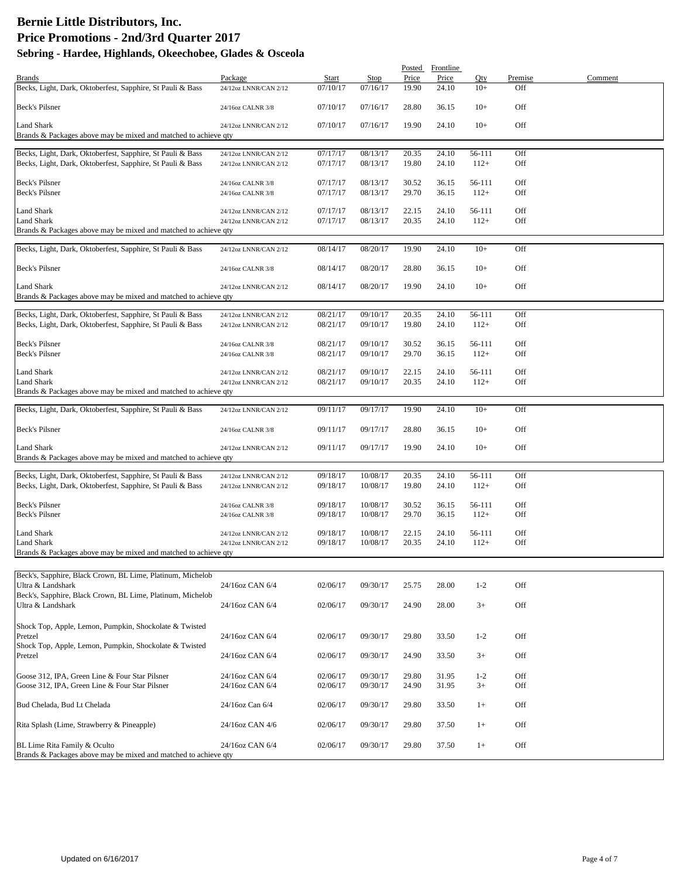# Bernie Little Distributors, Inc.
## Price Promotions - 2nd/3rd Quarter 2017
### Sebring - Hardee, Highlands, Okeechobee, Glades & Osceola

| Brands | Package | Start | Stop | Posted Price | Frontline Price | Qty | Premise | Comment |
|---|---|---|---|---|---|---|---|---|
| Becks, Light, Dark, Oktoberfest, Sapphire, St Pauli & Bass | 24/12oz LNNR/CAN 2/12 | 07/10/17 | 07/16/17 | 19.90 | 24.10 | 10+ | Off | |
| Beck's Pilsner | 24/16oz CALNR 3/8 | 07/10/17 | 07/16/17 | 28.80 | 36.15 | 10+ | Off | |
| Land Shark | 24/12oz LNNR/CAN 2/12 | 07/10/17 | 07/16/17 | 19.90 | 24.10 | 10+ | Off | |
| Brands & Packages above may be mixed and matched to achieve qty | | | | | | | | |
| Becks, Light, Dark, Oktoberfest, Sapphire, St Pauli & Bass | 24/12oz LNNR/CAN 2/12 | 07/17/17 | 08/13/17 | 20.35 | 24.10 | 56-111 | Off | |
| Becks, Light, Dark, Oktoberfest, Sapphire, St Pauli & Bass | 24/12oz LNNR/CAN 2/12 | 07/17/17 | 08/13/17 | 19.80 | 24.10 | 112+ | Off | |
| Beck's Pilsner | 24/16oz CALNR 3/8 | 07/17/17 | 08/13/17 | 30.52 | 36.15 | 56-111 | Off | |
| Beck's Pilsner | 24/16oz CALNR 3/8 | 07/17/17 | 08/13/17 | 29.70 | 36.15 | 112+ | Off | |
| Land Shark | 24/12oz LNNR/CAN 2/12 | 07/17/17 | 08/13/17 | 22.15 | 24.10 | 56-111 | Off | |
| Land Shark | 24/12oz LNNR/CAN 2/12 | 07/17/17 | 08/13/17 | 20.35 | 24.10 | 112+ | Off | |
| Brands & Packages above may be mixed and matched to achieve qty | | | | | | | | |
| Becks, Light, Dark, Oktoberfest, Sapphire, St Pauli & Bass | 24/12oz LNNR/CAN 2/12 | 08/14/17 | 08/20/17 | 19.90 | 24.10 | 10+ | Off | |
| Beck's Pilsner | 24/16oz CALNR 3/8 | 08/14/17 | 08/20/17 | 28.80 | 36.15 | 10+ | Off | |
| Land Shark | 24/12oz LNNR/CAN 2/12 | 08/14/17 | 08/20/17 | 19.90 | 24.10 | 10+ | Off | |
| Brands & Packages above may be mixed and matched to achieve qty | | | | | | | | |
| Becks, Light, Dark, Oktoberfest, Sapphire, St Pauli & Bass | 24/12oz LNNR/CAN 2/12 | 08/21/17 | 09/10/17 | 20.35 | 24.10 | 56-111 | Off | |
| Becks, Light, Dark, Oktoberfest, Sapphire, St Pauli & Bass | 24/12oz LNNR/CAN 2/12 | 08/21/17 | 09/10/17 | 19.80 | 24.10 | 112+ | Off | |
| Beck's Pilsner | 24/16oz CALNR 3/8 | 08/21/17 | 09/10/17 | 30.52 | 36.15 | 56-111 | Off | |
| Beck's Pilsner | 24/16oz CALNR 3/8 | 08/21/17 | 09/10/17 | 29.70 | 36.15 | 112+ | Off | |
| Land Shark | 24/12oz LNNR/CAN 2/12 | 08/21/17 | 09/10/17 | 22.15 | 24.10 | 56-111 | Off | |
| Land Shark | 24/12oz LNNR/CAN 2/12 | 08/21/17 | 09/10/17 | 20.35 | 24.10 | 112+ | Off | |
| Brands & Packages above may be mixed and matched to achieve qty | | | | | | | | |
| Becks, Light, Dark, Oktoberfest, Sapphire, St Pauli & Bass | 24/12oz LNNR/CAN 2/12 | 09/11/17 | 09/17/17 | 19.90 | 24.10 | 10+ | Off | |
| Beck's Pilsner | 24/16oz CALNR 3/8 | 09/11/17 | 09/17/17 | 28.80 | 36.15 | 10+ | Off | |
| Land Shark | 24/12oz LNNR/CAN 2/12 | 09/11/17 | 09/17/17 | 19.90 | 24.10 | 10+ | Off | |
| Brands & Packages above may be mixed and matched to achieve qty | | | | | | | | |
| Becks, Light, Dark, Oktoberfest, Sapphire, St Pauli & Bass | 24/12oz LNNR/CAN 2/12 | 09/18/17 | 10/08/17 | 20.35 | 24.10 | 56-111 | Off | |
| Becks, Light, Dark, Oktoberfest, Sapphire, St Pauli & Bass | 24/12oz LNNR/CAN 2/12 | 09/18/17 | 10/08/17 | 19.80 | 24.10 | 112+ | Off | |
| Beck's Pilsner | 24/16oz CALNR 3/8 | 09/18/17 | 10/08/17 | 30.52 | 36.15 | 56-111 | Off | |
| Beck's Pilsner | 24/16oz CALNR 3/8 | 09/18/17 | 10/08/17 | 29.70 | 36.15 | 112+ | Off | |
| Land Shark | 24/12oz LNNR/CAN 2/12 | 09/18/17 | 10/08/17 | 22.15 | 24.10 | 56-111 | Off | |
| Land Shark | 24/12oz LNNR/CAN 2/12 | 09/18/17 | 10/08/17 | 20.35 | 24.10 | 112+ | Off | |
| Brands & Packages above may be mixed and matched to achieve qty | | | | | | | | |
| Beck's, Sapphire, Black Crown, BL Lime, Platinum, Michelob Ultra & Landshark | 24/16oz CAN 6/4 | 02/06/17 | 09/30/17 | 25.75 | 28.00 | 1-2 | Off | |
| Beck's, Sapphire, Black Crown, BL Lime, Platinum, Michelob Ultra & Landshark | 24/16oz CAN 6/4 | 02/06/17 | 09/30/17 | 24.90 | 28.00 | 3+ | Off | |
| Shock Top, Apple, Lemon, Pumpkin, Shockolate & Twisted Pretzel | 24/16oz CAN 6/4 | 02/06/17 | 09/30/17 | 29.80 | 33.50 | 1-2 | Off | |
| Shock Top, Apple, Lemon, Pumpkin, Shockolate & Twisted Pretzel | 24/16oz CAN 6/4 | 02/06/17 | 09/30/17 | 24.90 | 33.50 | 3+ | Off | |
| Goose 312, IPA, Green Line & Four Star Pilsner | 24/16oz CAN 6/4 | 02/06/17 | 09/30/17 | 29.80 | 31.95 | 1-2 | Off | |
| Goose 312, IPA, Green Line & Four Star Pilsner | 24/16oz CAN 6/4 | 02/06/17 | 09/30/17 | 24.90 | 31.95 | 3+ | Off | |
| Bud Chelada, Bud Lt Chelada | 24/16oz Can 6/4 | 02/06/17 | 09/30/17 | 29.80 | 33.50 | 1+ | Off | |
| Rita Splash (Lime, Strawberry & Pineapple) | 24/16oz CAN 4/6 | 02/06/17 | 09/30/17 | 29.80 | 37.50 | 1+ | Off | |
| BL Lime Rita Family & Oculto | 24/16oz CAN 6/4 | 02/06/17 | 09/30/17 | 29.80 | 37.50 | 1+ | Off | |
| Brands & Packages above may be mixed and matched to achieve qty | | | | | | | | |

Updated on 6/16/2017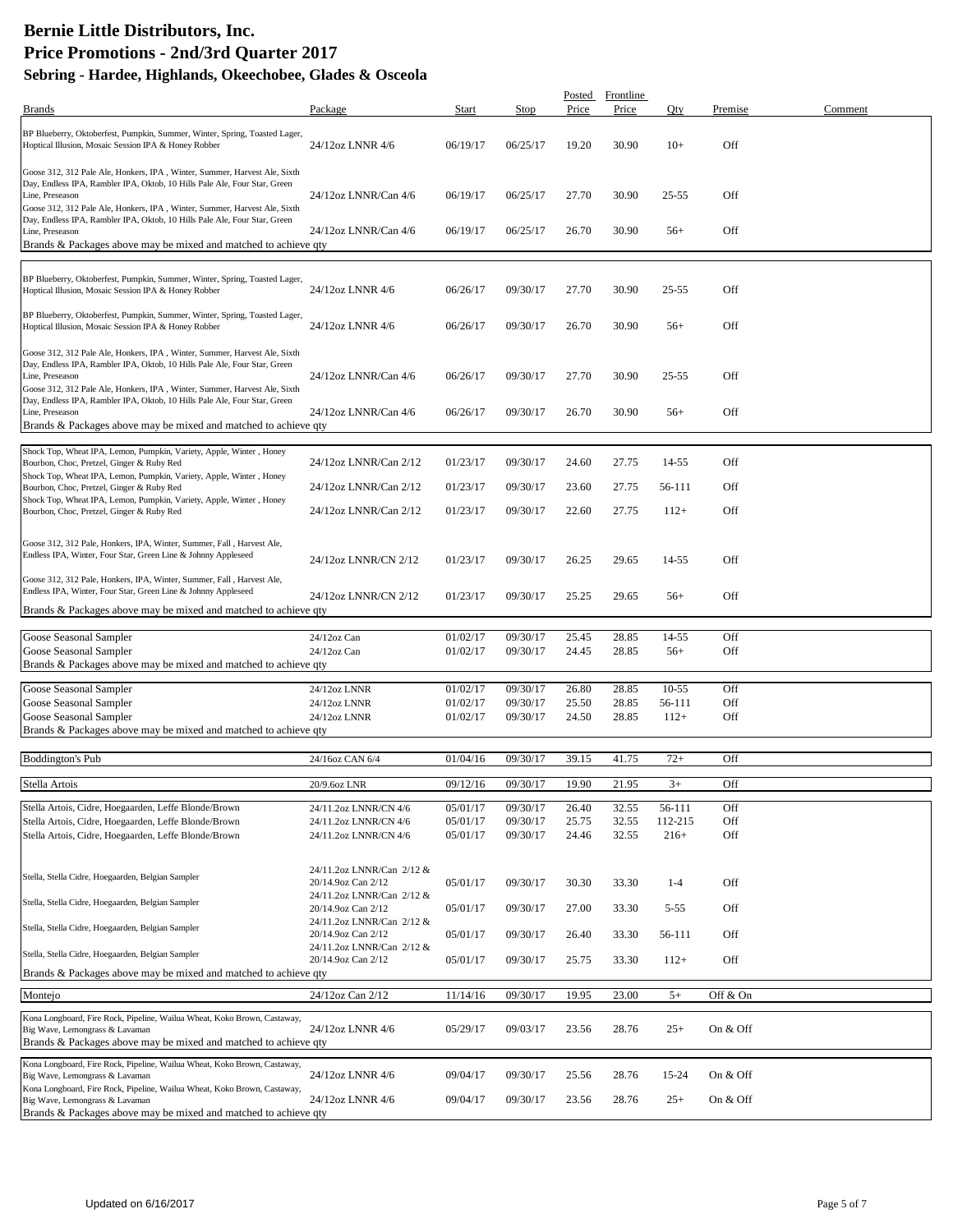# Bernie Little Distributors, Inc.
# Price Promotions - 2nd/3rd Quarter 2017
## Sebring - Hardee, Highlands, Okeechobee, Glades & Osceola

| Brands | Package | Start | Stop | Posted Price | Frontline Price | Qty | Premise | Comment |
|---|---|---|---|---|---|---|---|---|
| BP Blueberry, Oktoberfest, Pumpkin, Summer, Winter, Spring, Toasted Lager, Hoptical Illusion, Mosaic Session IPA & Honey Robber | 24/12oz LNNR 4/6 | 06/19/17 | 06/25/17 | 19.20 | 30.90 | 10+ | Off | |
| Goose 312, 312 Pale Ale, Honkers, IPA , Winter, Summer, Harvest Ale, Sixth Day, Endless IPA, Rambler IPA, Oktob, 10 Hills Pale Ale, Four Star, Green Line, Preseason | 24/12oz LNNR/Can 4/6 | 06/19/17 | 06/25/17 | 27.70 | 30.90 | 25-55 | Off | |
| Goose 312, 312 Pale Ale, Honkers, IPA , Winter, Summer, Harvest Ale, Sixth Day, Endless IPA, Rambler IPA, Oktob, 10 Hills Pale Ale, Four Star, Green Line, Preseason | 24/12oz LNNR/Can 4/6 | 06/19/17 | 06/25/17 | 26.70 | 30.90 | 56+ | Off | |
| Brands & Packages above may be mixed and matched to achieve qty | | | | | | | | |
| BP Blueberry, Oktoberfest, Pumpkin, Summer, Winter, Spring, Toasted Lager, Hoptical Illusion, Mosaic Session IPA & Honey Robber | 24/12oz LNNR 4/6 | 06/26/17 | 09/30/17 | 27.70 | 30.90 | 25-55 | Off | |
| BP Blueberry, Oktoberfest, Pumpkin, Summer, Winter, Spring, Toasted Lager, Hoptical Illusion, Mosaic Session IPA & Honey Robber | 24/12oz LNNR 4/6 | 06/26/17 | 09/30/17 | 26.70 | 30.90 | 56+ | Off | |
| Goose 312, 312 Pale Ale, Honkers, IPA , Winter, Summer, Harvest Ale, Sixth Day, Endless IPA, Rambler IPA, Oktob, 10 Hills Pale Ale, Four Star, Green Line, Preseason | 24/12oz LNNR/Can 4/6 | 06/26/17 | 09/30/17 | 27.70 | 30.90 | 25-55 | Off | |
| Goose 312, 312 Pale Ale, Honkers, IPA , Winter, Summer, Harvest Ale, Sixth Day, Endless IPA, Rambler IPA, Oktob, 10 Hills Pale Ale, Four Star, Green Line, Preseason | 24/12oz LNNR/Can 4/6 | 06/26/17 | 09/30/17 | 26.70 | 30.90 | 56+ | Off | |
| Brands & Packages above may be mixed and matched to achieve qty | | | | | | | | |
| Shock Top, Wheat IPA, Lemon, Pumpkin, Variety, Apple, Winter , Honey Bourbon, Choc, Pretzel, Ginger & Ruby Red | 24/12oz LNNR/Can 2/12 | 01/23/17 | 09/30/17 | 24.60 | 27.75 | 14-55 | Off | |
| Shock Top, Wheat IPA, Lemon, Pumpkin, Variety, Apple, Winter , Honey Bourbon, Choc, Pretzel, Ginger & Ruby Red | 24/12oz LNNR/Can 2/12 | 01/23/17 | 09/30/17 | 23.60 | 27.75 | 56-111 | Off | |
| Shock Top, Wheat IPA, Lemon, Pumpkin, Variety, Apple, Winter , Honey Bourbon, Choc, Pretzel, Ginger & Ruby Red | 24/12oz LNNR/Can 2/12 | 01/23/17 | 09/30/17 | 22.60 | 27.75 | 112+ | Off | |
| Goose 312, 312 Pale, Honkers, IPA, Winter, Summer, Fall , Harvest Ale, Endless IPA, Winter, Four Star, Green Line & Johnny Appleseed | 24/12oz LNNR/CN 2/12 | 01/23/17 | 09/30/17 | 26.25 | 29.65 | 14-55 | Off | |
| Goose 312, 312 Pale, Honkers, IPA, Winter, Summer, Fall , Harvest Ale, Endless IPA, Winter, Four Star, Green Line & Johnny Appleseed | 24/12oz LNNR/CN 2/12 | 01/23/17 | 09/30/17 | 25.25 | 29.65 | 56+ | Off | |
| Brands & Packages above may be mixed and matched to achieve qty | | | | | | | | |
| Goose Seasonal Sampler | 24/12oz Can | 01/02/17 | 09/30/17 | 25.45 | 28.85 | 14-55 | Off | |
| Goose Seasonal Sampler | 24/12oz Can | 01/02/17 | 09/30/17 | 24.45 | 28.85 | 56+ | Off | |
| Brands & Packages above may be mixed and matched to achieve qty | | | | | | | | |
| Goose Seasonal Sampler | 24/12oz LNNR | 01/02/17 | 09/30/17 | 26.80 | 28.85 | 10-55 | Off | |
| Goose Seasonal Sampler | 24/12oz LNNR | 01/02/17 | 09/30/17 | 25.50 | 28.85 | 56-111 | Off | |
| Goose Seasonal Sampler | 24/12oz LNNR | 01/02/17 | 09/30/17 | 24.50 | 28.85 | 112+ | Off | |
| Brands & Packages above may be mixed and matched to achieve qty | | | | | | | | |
| Boddington's Pub | 24/16oz CAN 6/4 | 01/04/16 | 09/30/17 | 39.15 | 41.75 | 72+ | Off | |
| Stella Artois | 20/9.6oz LNR | 09/12/16 | 09/30/17 | 19.90 | 21.95 | 3+ | Off | |
| Stella Artois, Cidre, Hoegaarden, Leffe Blonde/Brown | 24/11.2oz LNNR/CN 4/6 | 05/01/17 | 09/30/17 | 26.40 | 32.55 | 56-111 | Off | |
| Stella Artois, Cidre, Hoegaarden, Leffe Blonde/Brown | 24/11.2oz LNNR/CN 4/6 | 05/01/17 | 09/30/17 | 25.75 | 32.55 | 112-215 | Off | |
| Stella Artois, Cidre, Hoegaarden, Leffe Blonde/Brown | 24/11.2oz LNNR/CN 4/6 | 05/01/17 | 09/30/17 | 24.46 | 32.55 | 216+ | Off | |
| Stella, Stella Cidre, Hoegaarden, Belgian Sampler | 24/11.2oz LNNR/Can 2/12 & 20/14.9oz Can 2/12 | 05/01/17 | 09/30/17 | 30.30 | 33.30 | 1-4 | Off | |
| Stella, Stella Cidre, Hoegaarden, Belgian Sampler | 24/11.2oz LNNR/Can 2/12 & 20/14.9oz Can 2/12 | 05/01/17 | 09/30/17 | 27.00 | 33.30 | 5-55 | Off | |
| Stella, Stella Cidre, Hoegaarden, Belgian Sampler | 24/11.2oz LNNR/Can 2/12 & 20/14.9oz Can 2/12 | 05/01/17 | 09/30/17 | 26.40 | 33.30 | 56-111 | Off | |
| Stella, Stella Cidre, Hoegaarden, Belgian Sampler | 24/11.2oz LNNR/Can 2/12 & 20/14.9oz Can 2/12 | 05/01/17 | 09/30/17 | 25.75 | 33.30 | 112+ | Off | |
| Brands & Packages above may be mixed and matched to achieve qty | | | | | | | | |
| Montejo | 24/12oz Can 2/12 | 11/14/16 | 09/30/17 | 19.95 | 23.00 | 5+ | Off & On | |
| Kona Longboard, Fire Rock, Pipeline, Wailua Wheat, Koko Brown, Castaway, Big Wave, Lemongrass & Lavaman | 24/12oz LNNR 4/6 | 05/29/17 | 09/03/17 | 23.56 | 28.76 | 25+ | On & Off | |
| Brands & Packages above may be mixed and matched to achieve qty | | | | | | | | |
| Kona Longboard, Fire Rock, Pipeline, Wailua Wheat, Koko Brown, Castaway, Big Wave, Lemongrass & Lavaman | 24/12oz LNNR 4/6 | 09/04/17 | 09/30/17 | 25.56 | 28.76 | 15-24 | On & Off | |
| Kona Longboard, Fire Rock, Pipeline, Wailua Wheat, Koko Brown, Castaway, Big Wave, Lemongrass & Lavaman | 24/12oz LNNR 4/6 | 09/04/17 | 09/30/17 | 23.56 | 28.76 | 25+ | On & Off | |
| Brands & Packages above may be mixed and matched to achieve qty | | | | | | | | |

Updated on 6/16/2017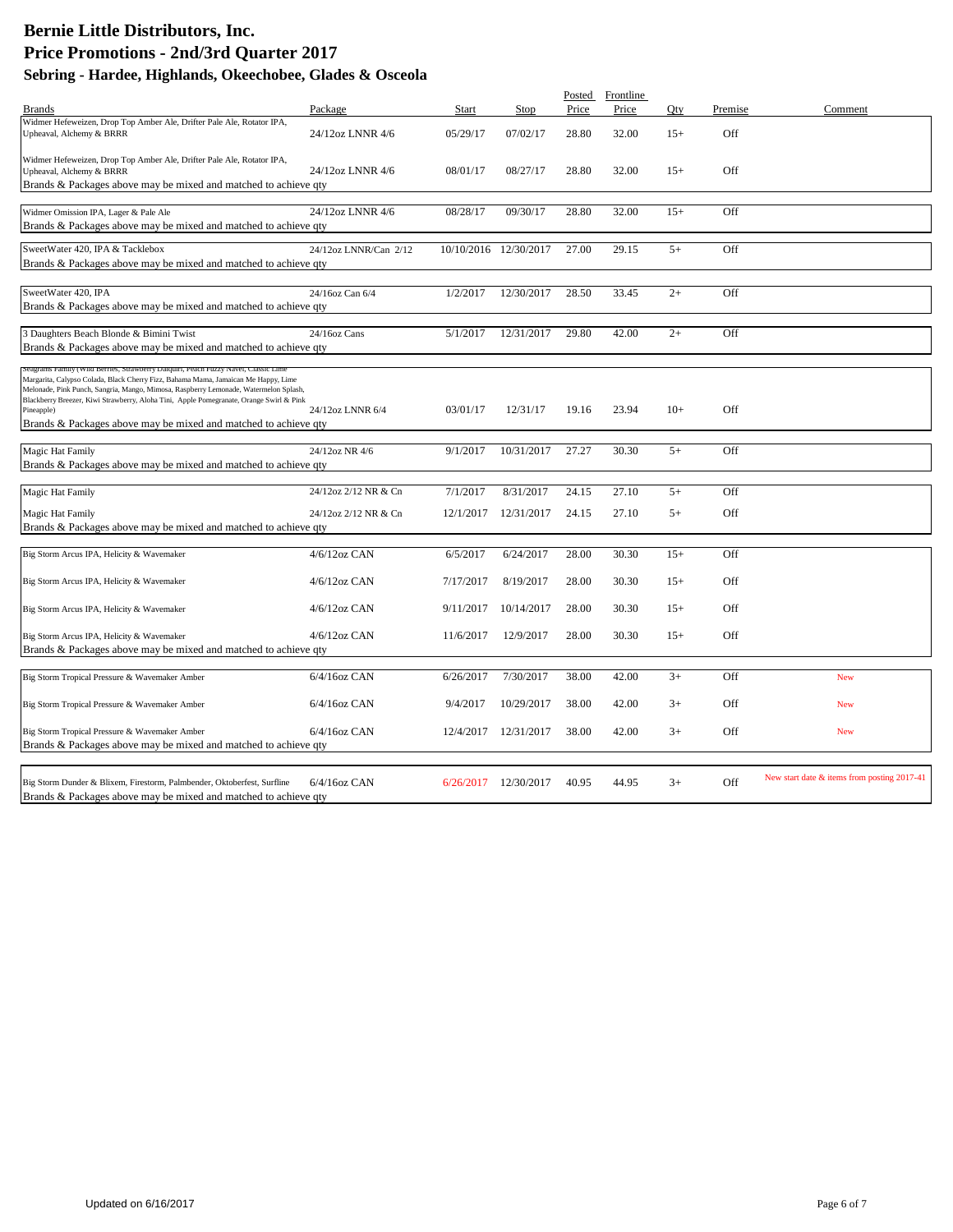# Bernie Little Distributors, Inc.
# Price Promotions - 2nd/3rd Quarter 2017
## Sebring - Hardee, Highlands, Okeechobee, Glades & Osceola

| Brands | Package | Start | Stop | Posted Price | Frontline Price | Qty | Premise | Comment |
|---|---|---|---|---|---|---|---|---|
| Widmer Hefeweizen, Drop Top Amber Ale, Drifter Pale Ale, Rotator IPA, Upheaval, Alchemy & BRRR | 24/12oz LNNR 4/6 | 05/29/17 | 07/02/17 | 28.80 | 32.00 | 15+ | Off | |
| Widmer Hefeweizen, Drop Top Amber Ale, Drifter Pale Ale, Rotator IPA, Upheaval, Alchemy & BRRR | 24/12oz LNNR 4/6 | 08/01/17 | 08/27/17 | 28.80 | 32.00 | 15+ | Off | |
| Brands & Packages above may be mixed and matched to achieve qty | | | | | | | | |
| Widmer Omission IPA, Lager & Pale Ale | 24/12oz LNNR 4/6 | 08/28/17 | 09/30/17 | 28.80 | 32.00 | 15+ | Off | |
| Brands & Packages above may be mixed and matched to achieve qty | | | | | | | | |
| SweetWater 420, IPA & Tacklebox | 24/12oz LNNR/Can 2/12 | 10/10/2016 | 12/30/2017 | 27.00 | 29.15 | 5+ | Off | |
| Brands & Packages above may be mixed and matched to achieve qty | | | | | | | | |
| SweetWater 420, IPA | 24/16oz Can 6/4 | 1/2/2017 | 12/30/2017 | 28.50 | 33.45 | 2+ | Off | |
| Brands & Packages above may be mixed and matched to achieve qty | | | | | | | | |
| 3 Daughters Beach Blonde & Bimini Twist | 24/16oz Cans | 5/1/2017 | 12/31/2017 | 29.80 | 42.00 | 2+ | Off | |
| Brands & Packages above may be mixed and matched to achieve qty | | | | | | | | |
| Seagrams Family (Wild Berries, Strawberry Daiquiri, Peach Fuzzy Navel, Classic Lime Margarita, Calypso Colada, Black Cherry Fizz, Bahama Mama, Jamaican Me Happy, Lime Melonade, Pink Punch, Sangria, Mango, Mimosa, Raspberry Lemonade, Watermelon Splash, Blackberry Breezer, Kiwi Strawberry, Aloha Tini, Apple Pomegranate, Orange Swirl & Pink Pineapple) | 24/12oz LNNR 6/4 | 03/01/17 | 12/31/17 | 19.16 | 23.94 | 10+ | Off | |
| Brands & Packages above may be mixed and matched to achieve qty | | | | | | | | |
| Magic Hat Family | 24/12oz NR 4/6 | 9/1/2017 | 10/31/2017 | 27.27 | 30.30 | 5+ | Off | |
| Brands & Packages above may be mixed and matched to achieve qty | | | | | | | | |
| Magic Hat Family | 24/12oz 2/12 NR & Cn | 7/1/2017 | 8/31/2017 | 24.15 | 27.10 | 5+ | Off | |
| Magic Hat Family | 24/12oz 2/12 NR & Cn | 12/1/2017 | 12/31/2017 | 24.15 | 27.10 | 5+ | Off | |
| Brands & Packages above may be mixed and matched to achieve qty | | | | | | | | |
| Big Storm Arcus IPA, Helicity & Wavemaker | 4/6/12oz CAN | 6/5/2017 | 6/24/2017 | 28.00 | 30.30 | 15+ | Off | |
| Big Storm Arcus IPA, Helicity & Wavemaker | 4/6/12oz CAN | 7/17/2017 | 8/19/2017 | 28.00 | 30.30 | 15+ | Off | |
| Big Storm Arcus IPA, Helicity & Wavemaker | 4/6/12oz CAN | 9/11/2017 | 10/14/2017 | 28.00 | 30.30 | 15+ | Off | |
| Big Storm Arcus IPA, Helicity & Wavemaker | 4/6/12oz CAN | 11/6/2017 | 12/9/2017 | 28.00 | 30.30 | 15+ | Off | |
| Brands & Packages above may be mixed and matched to achieve qty | | | | | | | | |
| Big Storm Tropical Pressure & Wavemaker Amber | 6/4/16oz CAN | 6/26/2017 | 7/30/2017 | 38.00 | 42.00 | 3+ | Off | New |
| Big Storm Tropical Pressure & Wavemaker Amber | 6/4/16oz CAN | 9/4/2017 | 10/29/2017 | 38.00 | 42.00 | 3+ | Off | New |
| Big Storm Tropical Pressure & Wavemaker Amber | 6/4/16oz CAN | 12/4/2017 | 12/31/2017 | 38.00 | 42.00 | 3+ | Off | New |
| Brands & Packages above may be mixed and matched to achieve qty | | | | | | | | |
| Big Storm Dunder & Blixem, Firestorm, Palmbender, Oktoberfest, Surfline | 6/4/16oz CAN | 6/26/2017 | 12/30/2017 | 40.95 | 44.95 | 3+ | Off | New start date & items from posting 2017-41 |
| Brands & Packages above may be mixed and matched to achieve qty | | | | | | | | |

Updated on 6/16/2017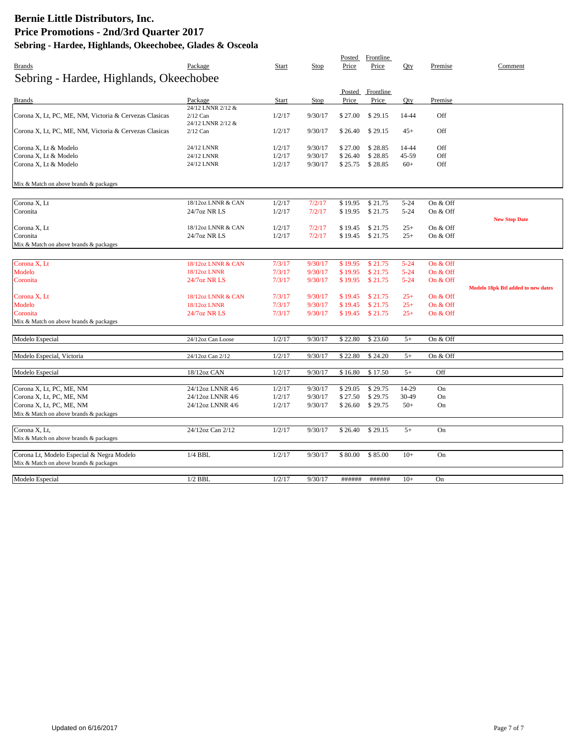# Bernie Little Distributors, Inc.
# Price Promotions - 2nd/3rd Quarter 2017
### Sebring - Hardee, Highlands, Okeechobee, Glades & Osceola

## Sebring - Hardee, Highlands, Okeechobee

| Brands | Package | Start | Stop | Posted Price | Frontline Price | Qty | Premise | Comment |
|---|---|---|---|---|---|---|---|---|
| Corona X, Lt, PC, ME, NM, Victoria & Cervezas Clasicas | 24/12 LNNR 2/12 & 2/12 Can | 1/2/17 | 9/30/17 | $ 27.00 | $ 29.15 | 14-44 | Off | |
| Corona X, Lt, PC, ME, NM, Victoria & Cervezas Clasicas | 24/12 LNNR 2/12 & 2/12 Can | 1/2/17 | 9/30/17 | $ 26.40 | $ 29.15 | 45+ | Off | |
| Corona X, Lt & Modelo | 24/12 LNNR | 1/2/17 | 9/30/17 | $ 27.00 | $ 28.85 | 14-44 | Off | |
| Corona X, Lt & Modelo | 24/12 LNNR | 1/2/17 | 9/30/17 | $ 26.40 | $ 28.85 | 45-59 | Off | |
| Corona X, Lt & Modelo | 24/12 LNNR | 1/2/17 | 9/30/17 | $ 25.75 | $ 28.85 | 60+ | Off | |
| Mix & Match on above brands & packages | | | | | | | | |
| Corona X, Lt | 18/12oz LNNR & CAN | 1/2/17 | 7/2/17 | $ 19.95 | $ 21.75 | 5-24 | On & Off | |
| Coronita | 24/7oz NR LS | 1/2/17 | 7/2/17 | $ 19.95 | $ 21.75 | 5-24 | On & Off | New Stop Date |
| Corona X, Lt | 18/12oz LNNR & CAN | 1/2/17 | 7/2/17 | $ 19.45 | $ 21.75 | 25+ | On & Off | |
| Coronita | 24/7oz NR LS | 1/2/17 | 7/2/17 | $ 19.45 | $ 21.75 | 25+ | On & Off | |
| Mix & Match on above brands & packages | | | | | | | | |
| Corona X, Lt | 18/12oz LNNR & CAN | 7/3/17 | 9/30/17 | $ 19.95 | $ 21.75 | 5-24 | On & Off | |
| Modelo | 18/12oz LNNR | 7/3/17 | 9/30/17 | $ 19.95 | $ 21.75 | 5-24 | On & Off | |
| Coronita | 24/7oz NR LS | 7/3/17 | 9/30/17 | $ 19.95 | $ 21.75 | 5-24 | On & Off | Modelo 18pk Btl added to new dates |
| Corona X, Lt | 18/12oz LNNR & CAN | 7/3/17 | 9/30/17 | $ 19.45 | $ 21.75 | 25+ | On & Off | |
| Modelo | 18/12oz LNNR | 7/3/17 | 9/30/17 | $ 19.45 | $ 21.75 | 25+ | On & Off | |
| Coronita | 24/7oz NR LS | 7/3/17 | 9/30/17 | $ 19.45 | $ 21.75 | 25+ | On & Off | |
| Mix & Match on above brands & packages | | | | | | | | |
| Modelo Especial | 24/12oz Can Loose | 1/2/17 | 9/30/17 | $ 22.80 | $ 23.60 | 5+ | On & Off | |
| Modelo Especial, Victoria | 24/12oz Can 2/12 | 1/2/17 | 9/30/17 | $ 22.80 | $ 24.20 | 5+ | On & Off | |
| Modelo Especial | 18/12oz CAN | 1/2/17 | 9/30/17 | $ 16.80 | $ 17.50 | 5+ | Off | |
| Corona X, Lt, PC, ME, NM | 24/12oz LNNR 4/6 | 1/2/17 | 9/30/17 | $ 29.05 | $ 29.75 | 14-29 | On | |
| Corona X, Lt, PC, ME, NM | 24/12oz LNNR 4/6 | 1/2/17 | 9/30/17 | $ 27.50 | $ 29.75 | 30-49 | On | |
| Corona X, Lt, PC, ME, NM | 24/12oz LNNR 4/6 | 1/2/17 | 9/30/17 | $ 26.60 | $ 29.75 | 50+ | On | |
| Mix & Match on above brands & packages | | | | | | | | |
| Corona X, Lt, | 24/12oz Can 2/12 | 1/2/17 | 9/30/17 | $ 26.40 | $ 29.15 | 5+ | On | |
| Mix & Match on above brands & packages | | | | | | | | |
| Corona Lt, Modelo Especial & Negra Modelo | 1/4 BBL | 1/2/17 | 9/30/17 | $ 80.00 | $ 85.00 | 10+ | On | |
| Mix & Match on above brands & packages | | | | | | | | |
| Modelo Especial | 1/2 BBL | 1/2/17 | 9/30/17 | ###### | ###### | 10+ | On | |

Updated on 6/16/2017